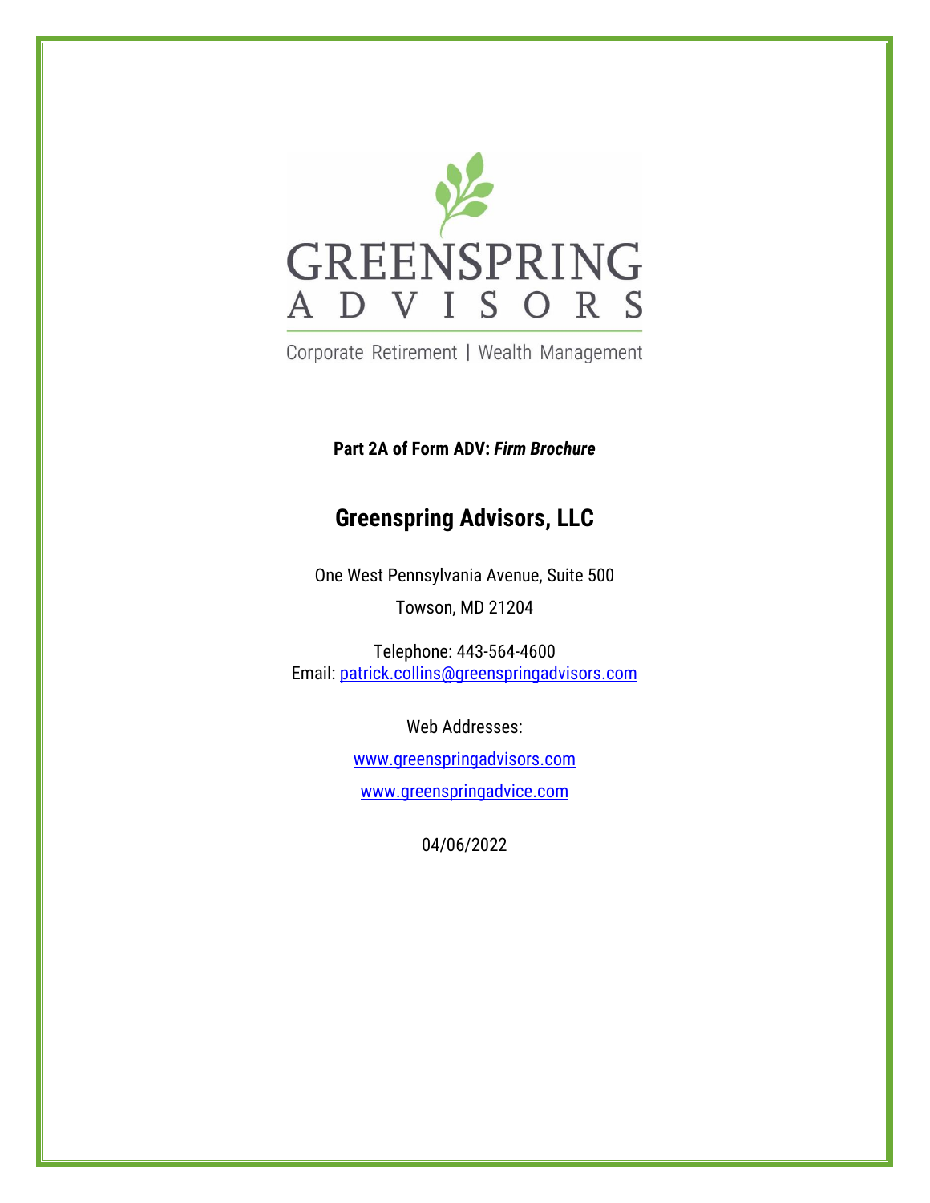GREENSPRING
ADVISORS

Corporate Retirement | Wealth Management

**Part 2A of Form ADV: *Firm Brochure***

# Greenspring Advisors, LLC

One West Pennsylvania Avenue, Suite 500

Towson, MD 21204

Telephone: 443-564-4600
Email: patrick.collins@greenspringadvisors.com

Web Addresses:

www.greenspringadvisors.com

www.greenspringadvice.com

04/06/2022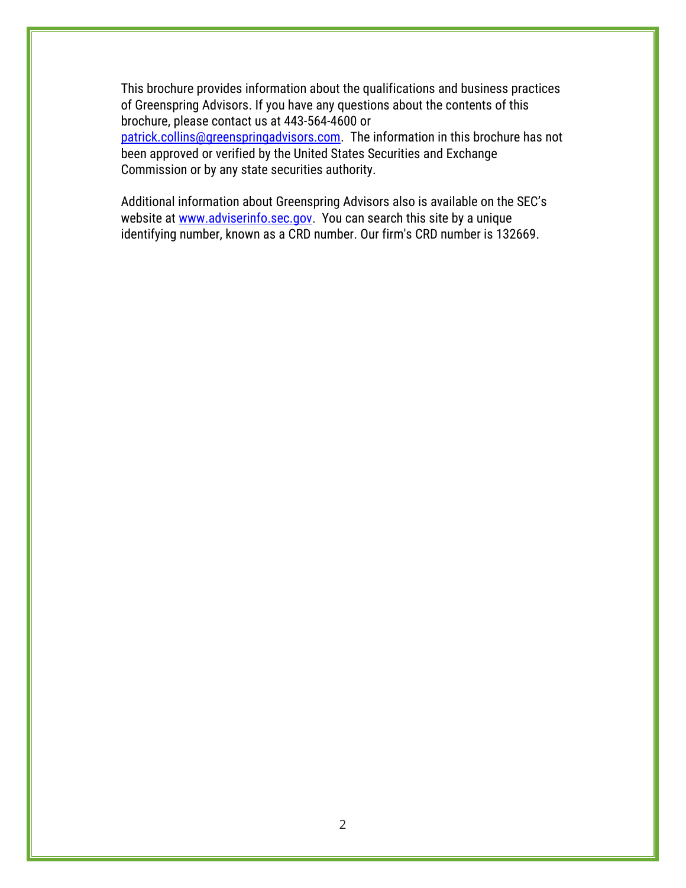This brochure provides information about the qualifications and business practices of Greenspring Advisors. If you have any questions about the contents of this brochure, please contact us at 443-564-4600 or patrick.collins@greenspringadvisors.com. The information in this brochure has not been approved or verified by the United States Securities and Exchange Commission or by any state securities authority.

Additional information about Greenspring Advisors also is available on the SEC's website at www.adviserinfo.sec.gov. You can search this site by a unique identifying number, known as a CRD number. Our firm's CRD number is 132669.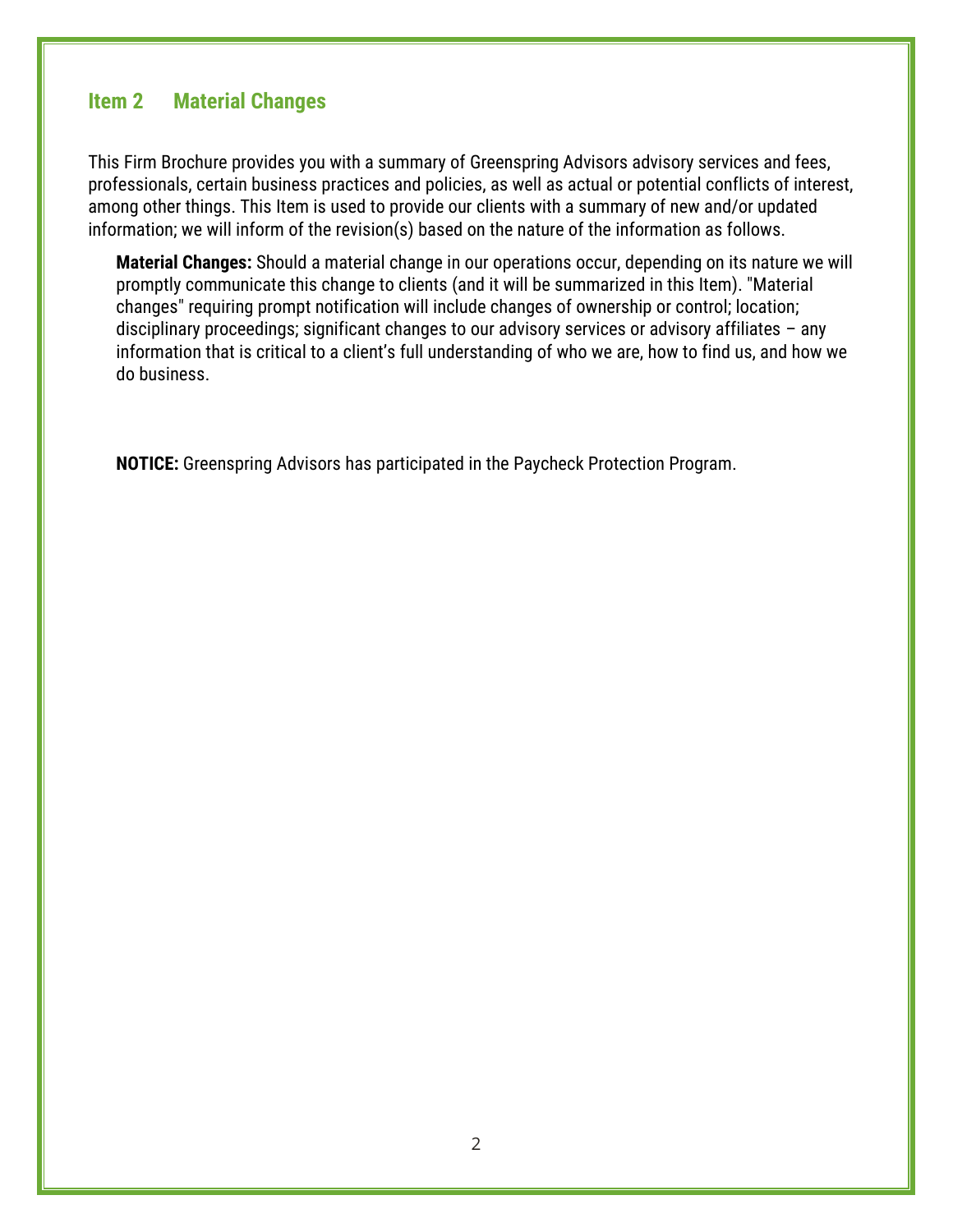## Item 2 Material Changes

This Firm Brochure provides you with a summary of Greenspring Advisors advisory services and fees, professionals, certain business practices and policies, as well as actual or potential conflicts of interest, among other things. This Item is used to provide our clients with a summary of new and/or updated information; we will inform of the revision(s) based on the nature of the information as follows.

**Material Changes:** Should a material change in our operations occur, depending on its nature we will promptly communicate this change to clients (and it will be summarized in this Item). "Material changes" requiring prompt notification will include changes of ownership or control; location; disciplinary proceedings; significant changes to our advisory services or advisory affiliates – any information that is critical to a client's full understanding of who we are, how to find us, and how we do business.

**NOTICE:** Greenspring Advisors has participated in the Paycheck Protection Program.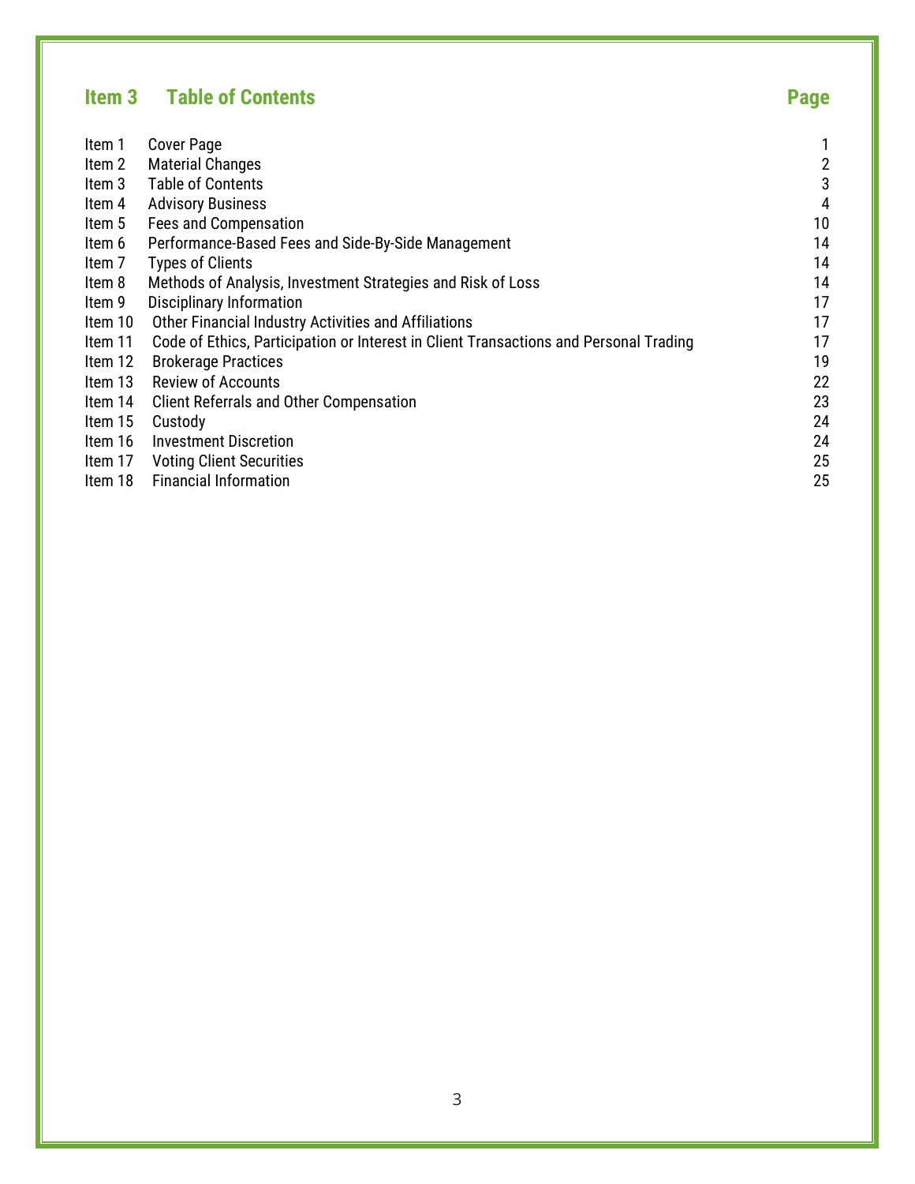## Item 3 Table of Contents

| | | Page |
|---|---|---|
| Item 1 | Cover Page | 1 |
| Item 2 | Material Changes | 2 |
| Item 3 | Table of Contents | 3 |
| Item 4 | Advisory Business | 4 |
| Item 5 | Fees and Compensation | 10 |
| Item 6 | Performance-Based Fees and Side-By-Side Management | 14 |
| Item 7 | Types of Clients | 14 |
| Item 8 | Methods of Analysis, Investment Strategies and Risk of Loss | 14 |
| Item 9 | Disciplinary Information | 17 |
| Item 10 | Other Financial Industry Activities and Affiliations | 17 |
| Item 11 | Code of Ethics, Participation or Interest in Client Transactions and Personal Trading | 17 |
| Item 12 | Brokerage Practices | 19 |
| Item 13 | Review of Accounts | 22 |
| Item 14 | Client Referrals and Other Compensation | 23 |
| Item 15 | Custody | 24 |
| Item 16 | Investment Discretion | 24 |
| Item 17 | Voting Client Securities | 25 |
| Item 18 | Financial Information | 25 |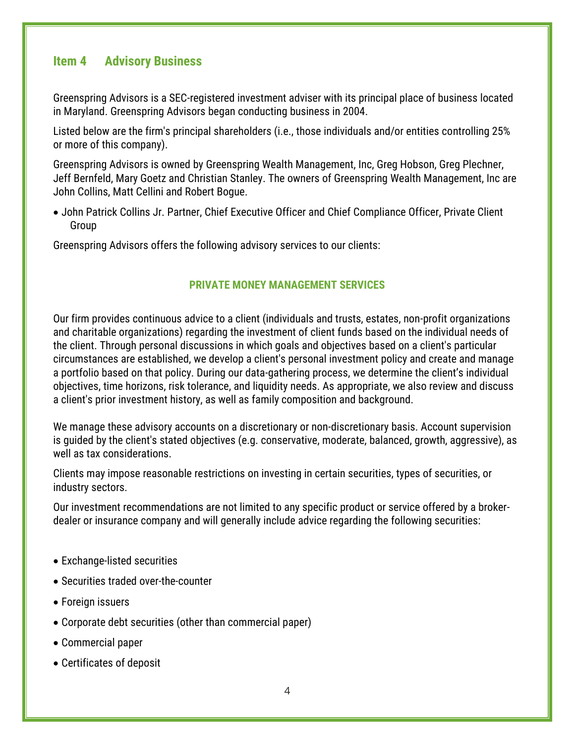## Item 4 Advisory Business

Greenspring Advisors is a SEC-registered investment adviser with its principal place of business located in Maryland. Greenspring Advisors began conducting business in 2004.

Listed below are the firm's principal shareholders (i.e., those individuals and/or entities controlling 25% or more of this company).

Greenspring Advisors is owned by Greenspring Wealth Management, Inc, Greg Hobson, Greg Plechner, Jeff Bernfeld, Mary Goetz and Christian Stanley. The owners of Greenspring Wealth Management, Inc are John Collins, Matt Cellini and Robert Bogue.

- John Patrick Collins Jr. Partner, Chief Executive Officer and Chief Compliance Officer, Private Client Group

Greenspring Advisors offers the following advisory services to our clients:

### PRIVATE MONEY MANAGEMENT SERVICES

Our firm provides continuous advice to a client (individuals and trusts, estates, non-profit organizations and charitable organizations) regarding the investment of client funds based on the individual needs of the client. Through personal discussions in which goals and objectives based on a client's particular circumstances are established, we develop a client's personal investment policy and create and manage a portfolio based on that policy. During our data-gathering process, we determine the client's individual objectives, time horizons, risk tolerance, and liquidity needs. As appropriate, we also review and discuss a client's prior investment history, as well as family composition and background.

We manage these advisory accounts on a discretionary or non-discretionary basis. Account supervision is guided by the client's stated objectives (e.g. conservative, moderate, balanced, growth, aggressive), as well as tax considerations.

Clients may impose reasonable restrictions on investing in certain securities, types of securities, or industry sectors.

Our investment recommendations are not limited to any specific product or service offered by a broker-dealer or insurance company and will generally include advice regarding the following securities:

- Exchange-listed securities
- Securities traded over-the-counter
- Foreign issuers
- Corporate debt securities (other than commercial paper)
- Commercial paper
- Certificates of deposit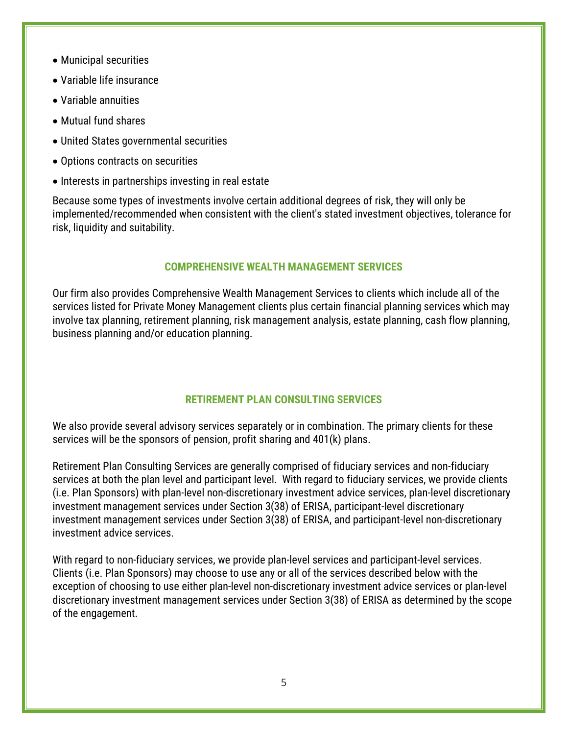- Municipal securities
- Variable life insurance
- Variable annuities
- Mutual fund shares
- United States governmental securities
- Options contracts on securities
- Interests in partnerships investing in real estate

Because some types of investments involve certain additional degrees of risk, they will only be implemented/recommended when consistent with the client's stated investment objectives, tolerance for risk, liquidity and suitability.

## COMPREHENSIVE WEALTH MANAGEMENT SERVICES

Our firm also provides Comprehensive Wealth Management Services to clients which include all of the services listed for Private Money Management clients plus certain financial planning services which may involve tax planning, retirement planning, risk management analysis, estate planning, cash flow planning, business planning and/or education planning.

## RETIREMENT PLAN CONSULTING SERVICES

We also provide several advisory services separately or in combination. The primary clients for these services will be the sponsors of pension, profit sharing and 401(k) plans.

Retirement Plan Consulting Services are generally comprised of fiduciary services and non-fiduciary services at both the plan level and participant level. With regard to fiduciary services, we provide clients (i.e. Plan Sponsors) with plan-level non-discretionary investment advice services, plan-level discretionary investment management services under Section 3(38) of ERISA, participant-level discretionary investment management services under Section 3(38) of ERISA, and participant-level non-discretionary investment advice services.

With regard to non-fiduciary services, we provide plan-level services and participant-level services. Clients (i.e. Plan Sponsors) may choose to use any or all of the services described below with the exception of choosing to use either plan-level non-discretionary investment advice services or plan-level discretionary investment management services under Section 3(38) of ERISA as determined by the scope of the engagement.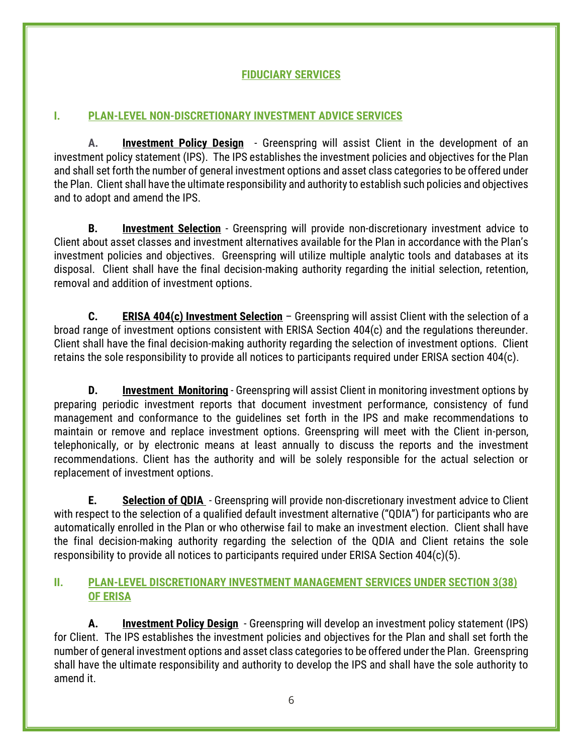## FIDUCIARY SERVICES

### I. PLAN-LEVEL NON-DISCRETIONARY INVESTMENT ADVICE SERVICES

**A. Investment Policy Design** - Greenspring will assist Client in the development of an investment policy statement (IPS). The IPS establishes the investment policies and objectives for the Plan and shall set forth the number of general investment options and asset class categories to be offered under the Plan. Client shall have the ultimate responsibility and authority to establish such policies and objectives and to adopt and amend the IPS.

**B. Investment Selection** - Greenspring will provide non-discretionary investment advice to Client about asset classes and investment alternatives available for the Plan in accordance with the Plan's investment policies and objectives. Greenspring will utilize multiple analytic tools and databases at its disposal. Client shall have the final decision-making authority regarding the initial selection, retention, removal and addition of investment options.

**C. ERISA 404(c) Investment Selection** – Greenspring will assist Client with the selection of a broad range of investment options consistent with ERISA Section 404(c) and the regulations thereunder. Client shall have the final decision-making authority regarding the selection of investment options. Client retains the sole responsibility to provide all notices to participants required under ERISA section 404(c).

**D. Investment Monitoring** - Greenspring will assist Client in monitoring investment options by preparing periodic investment reports that document investment performance, consistency of fund management and conformance to the guidelines set forth in the IPS and make recommendations to maintain or remove and replace investment options. Greenspring will meet with the Client in-person, telephonically, or by electronic means at least annually to discuss the reports and the investment recommendations. Client has the authority and will be solely responsible for the actual selection or replacement of investment options.

**E. Selection of QDIA** - Greenspring will provide non-discretionary investment advice to Client with respect to the selection of a qualified default investment alternative ("QDIA") for participants who are automatically enrolled in the Plan or who otherwise fail to make an investment election. Client shall have the final decision-making authority regarding the selection of the QDIA and Client retains the sole responsibility to provide all notices to participants required under ERISA Section 404(c)(5).

### II. PLAN-LEVEL DISCRETIONARY INVESTMENT MANAGEMENT SERVICES UNDER SECTION 3(38) OF ERISA

**A. Investment Policy Design** - Greenspring will develop an investment policy statement (IPS) for Client. The IPS establishes the investment policies and objectives for the Plan and shall set forth the number of general investment options and asset class categories to be offered under the Plan. Greenspring shall have the ultimate responsibility and authority to develop the IPS and shall have the sole authority to amend it.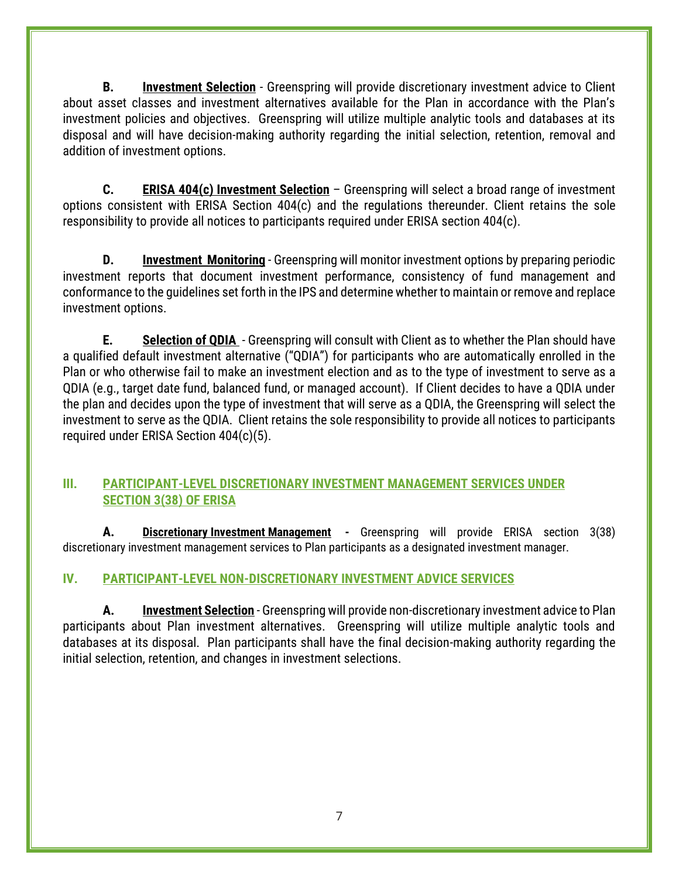**B.** **Investment Selection** - Greenspring will provide discretionary investment advice to Client about asset classes and investment alternatives available for the Plan in accordance with the Plan's investment policies and objectives. Greenspring will utilize multiple analytic tools and databases at its disposal and will have decision-making authority regarding the initial selection, retention, removal and addition of investment options.

**C.** **ERISA 404(c) Investment Selection** – Greenspring will select a broad range of investment options consistent with ERISA Section 404(c) and the regulations thereunder. Client retains the sole responsibility to provide all notices to participants required under ERISA section 404(c).

**D.** **Investment Monitoring** - Greenspring will monitor investment options by preparing periodic investment reports that document investment performance, consistency of fund management and conformance to the guidelines set forth in the IPS and determine whether to maintain or remove and replace investment options.

**E.** **Selection of QDIA** - Greenspring will consult with Client as to whether the Plan should have a qualified default investment alternative ("QDIA") for participants who are automatically enrolled in the Plan or who otherwise fail to make an investment election and as to the type of investment to serve as a QDIA (e.g., target date fund, balanced fund, or managed account). If Client decides to have a QDIA under the plan and decides upon the type of investment that will serve as a QDIA, the Greenspring will select the investment to serve as the QDIA. Client retains the sole responsibility to provide all notices to participants required under ERISA Section 404(c)(5).

## III. PARTICIPANT-LEVEL DISCRETIONARY INVESTMENT MANAGEMENT SERVICES UNDER SECTION 3(38) OF ERISA

**A.** **Discretionary Investment Management** - Greenspring will provide ERISA section 3(38) discretionary investment management services to Plan participants as a designated investment manager.

## IV. PARTICIPANT-LEVEL NON-DISCRETIONARY INVESTMENT ADVICE SERVICES

**A.** **Investment Selection** - Greenspring will provide non-discretionary investment advice to Plan participants about Plan investment alternatives. Greenspring will utilize multiple analytic tools and databases at its disposal. Plan participants shall have the final decision-making authority regarding the initial selection, retention, and changes in investment selections.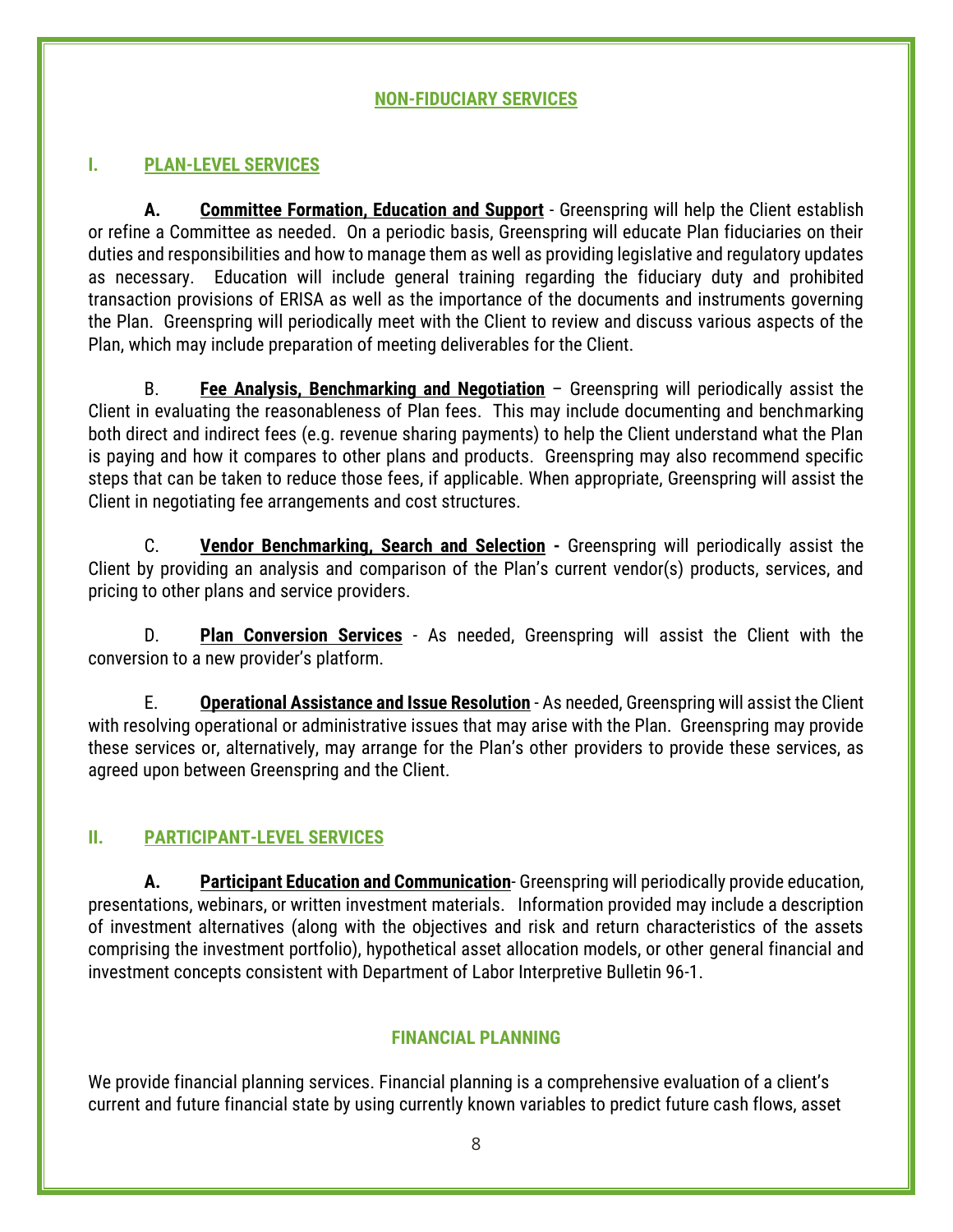## NON-FIDUCIARY SERVICES

### I. PLAN-LEVEL SERVICES

**A. Committee Formation, Education and Support** - Greenspring will help the Client establish or refine a Committee as needed. On a periodic basis, Greenspring will educate Plan fiduciaries on their duties and responsibilities and how to manage them as well as providing legislative and regulatory updates as necessary. Education will include general training regarding the fiduciary duty and prohibited transaction provisions of ERISA as well as the importance of the documents and instruments governing the Plan. Greenspring will periodically meet with the Client to review and discuss various aspects of the Plan, which may include preparation of meeting deliverables for the Client.

B. **Fee Analysis, Benchmarking and Negotiation** – Greenspring will periodically assist the Client in evaluating the reasonableness of Plan fees. This may include documenting and benchmarking both direct and indirect fees (e.g. revenue sharing payments) to help the Client understand what the Plan is paying and how it compares to other plans and products. Greenspring may also recommend specific steps that can be taken to reduce those fees, if applicable. When appropriate, Greenspring will assist the Client in negotiating fee arrangements and cost structures.

C. **Vendor Benchmarking, Search and Selection -** Greenspring will periodically assist the Client by providing an analysis and comparison of the Plan's current vendor(s) products, services, and pricing to other plans and service providers.

D. **Plan Conversion Services** - As needed, Greenspring will assist the Client with the conversion to a new provider's platform.

E. **Operational Assistance and Issue Resolution** - As needed, Greenspring will assist the Client with resolving operational or administrative issues that may arise with the Plan. Greenspring may provide these services or, alternatively, may arrange for the Plan's other providers to provide these services, as agreed upon between Greenspring and the Client.

### II. PARTICIPANT-LEVEL SERVICES

**A. Participant Education and Communication**- Greenspring will periodically provide education, presentations, webinars, or written investment materials. Information provided may include a description of investment alternatives (along with the objectives and risk and return characteristics of the assets comprising the investment portfolio), hypothetical asset allocation models, or other general financial and investment concepts consistent with Department of Labor Interpretive Bulletin 96-1.

## FINANCIAL PLANNING

We provide financial planning services. Financial planning is a comprehensive evaluation of a client's current and future financial state by using currently known variables to predict future cash flows, asset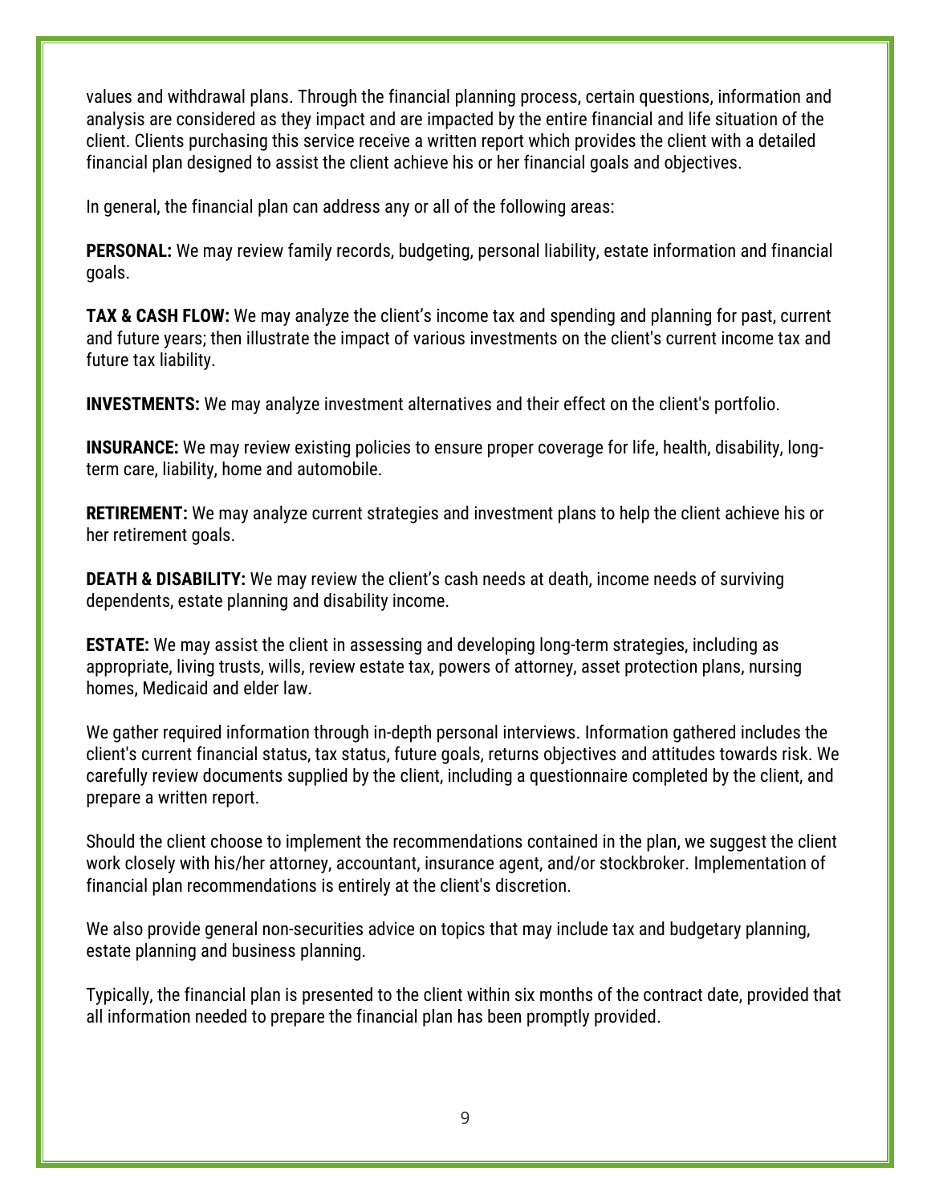values and withdrawal plans. Through the financial planning process, certain questions, information and analysis are considered as they impact and are impacted by the entire financial and life situation of the client. Clients purchasing this service receive a written report which provides the client with a detailed financial plan designed to assist the client achieve his or her financial goals and objectives.

In general, the financial plan can address any or all of the following areas:

**PERSONAL:** We may review family records, budgeting, personal liability, estate information and financial goals.

**TAX & CASH FLOW:** We may analyze the client's income tax and spending and planning for past, current and future years; then illustrate the impact of various investments on the client's current income tax and future tax liability.

**INVESTMENTS:** We may analyze investment alternatives and their effect on the client's portfolio.

**INSURANCE:** We may review existing policies to ensure proper coverage for life, health, disability, long-term care, liability, home and automobile.

**RETIREMENT:** We may analyze current strategies and investment plans to help the client achieve his or her retirement goals.

**DEATH & DISABILITY:** We may review the client's cash needs at death, income needs of surviving dependents, estate planning and disability income.

**ESTATE:** We may assist the client in assessing and developing long-term strategies, including as appropriate, living trusts, wills, review estate tax, powers of attorney, asset protection plans, nursing homes, Medicaid and elder law.

We gather required information through in-depth personal interviews. Information gathered includes the client's current financial status, tax status, future goals, returns objectives and attitudes towards risk. We carefully review documents supplied by the client, including a questionnaire completed by the client, and prepare a written report.

Should the client choose to implement the recommendations contained in the plan, we suggest the client work closely with his/her attorney, accountant, insurance agent, and/or stockbroker. Implementation of financial plan recommendations is entirely at the client's discretion.

We also provide general non-securities advice on topics that may include tax and budgetary planning, estate planning and business planning.

Typically, the financial plan is presented to the client within six months of the contract date, provided that all information needed to prepare the financial plan has been promptly provided.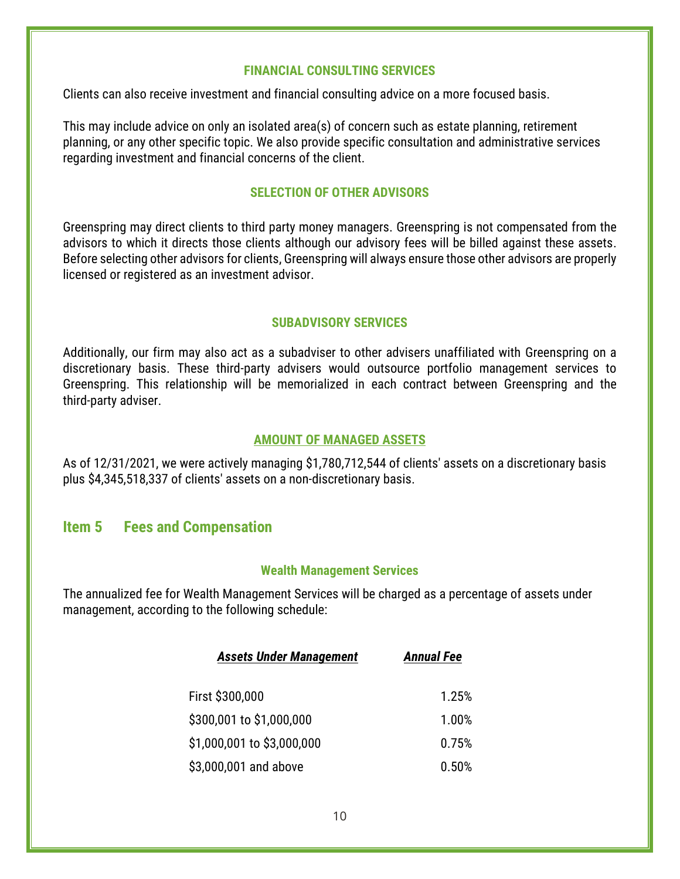### FINANCIAL CONSULTING SERVICES

Clients can also receive investment and financial consulting advice on a more focused basis.

This may include advice on only an isolated area(s) of concern such as estate planning, retirement planning, or any other specific topic. We also provide specific consultation and administrative services regarding investment and financial concerns of the client.

### SELECTION OF OTHER ADVISORS

Greenspring may direct clients to third party money managers. Greenspring is not compensated from the advisors to which it directs those clients although our advisory fees will be billed against these assets. Before selecting other advisors for clients, Greenspring will always ensure those other advisors are properly licensed or registered as an investment advisor.

### SUBADVISORY SERVICES

Additionally, our firm may also act as a subadviser to other advisers unaffiliated with Greenspring on a discretionary basis. These third-party advisers would outsource portfolio management services to Greenspring. This relationship will be memorialized in each contract between Greenspring and the third-party adviser.

### AMOUNT OF MANAGED ASSETS

As of 12/31/2021, we were actively managing $1,780,712,544 of clients' assets on a discretionary basis plus $4,345,518,337 of clients' assets on a non-discretionary basis.

## Item 5 Fees and Compensation

### Wealth Management Services

The annualized fee for Wealth Management Services will be charged as a percentage of assets under management, according to the following schedule:

| ***Assets Under Management*** | ***Annual Fee*** |
|---|---|
| First $300,000 | 1.25% |
| $300,001 to $1,000,000 | 1.00% |
| $1,000,001 to $3,000,000 | 0.75% |
| $3,000,001 and above | 0.50% |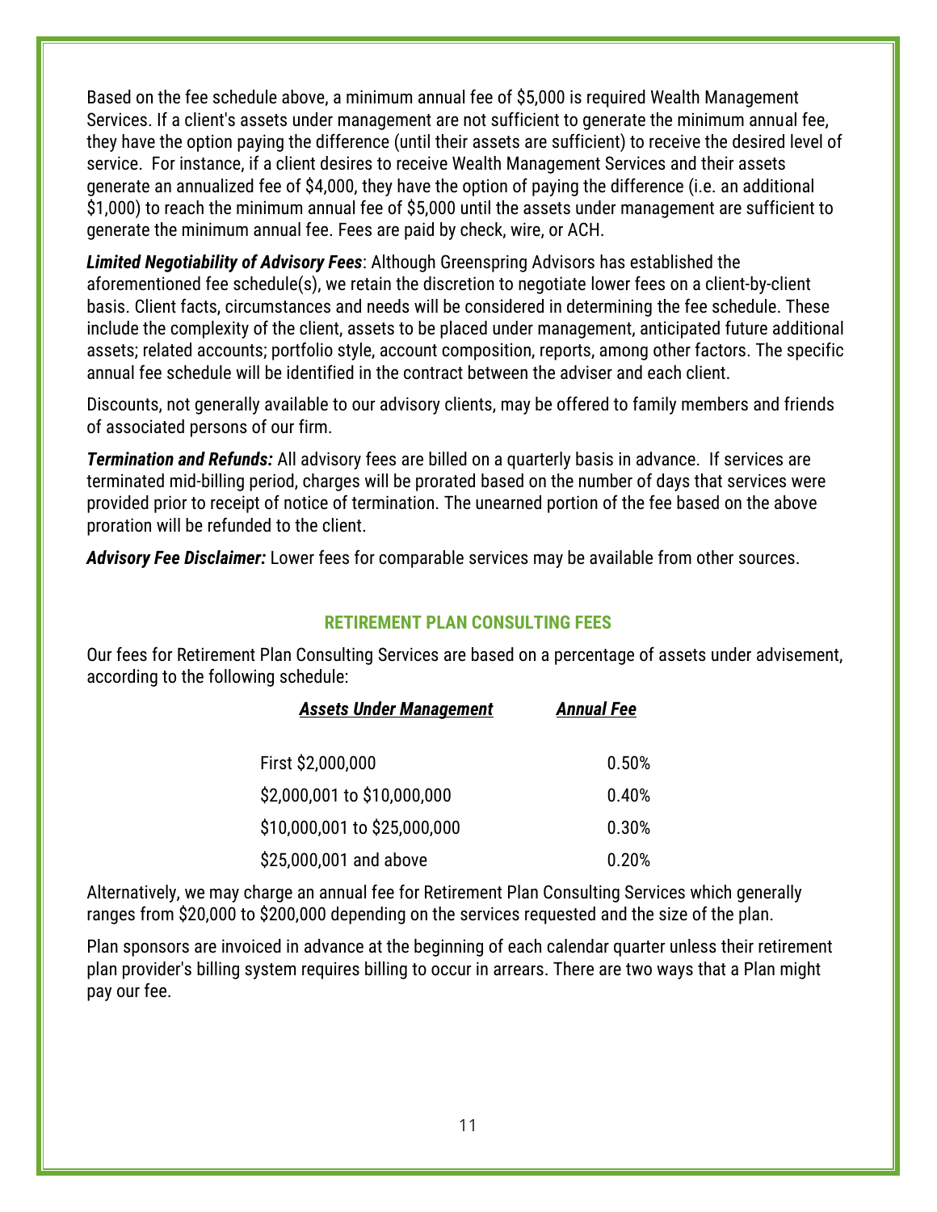Based on the fee schedule above, a minimum annual fee of $5,000 is required Wealth Management Services. If a client's assets under management are not sufficient to generate the minimum annual fee, they have the option paying the difference (until their assets are sufficient) to receive the desired level of service. For instance, if a client desires to receive Wealth Management Services and their assets generate an annualized fee of $4,000, they have the option of paying the difference (i.e. an additional $1,000) to reach the minimum annual fee of $5,000 until the assets under management are sufficient to generate the minimum annual fee. Fees are paid by check, wire, or ACH.

***Limited Negotiability of Advisory Fees***: Although Greenspring Advisors has established the aforementioned fee schedule(s), we retain the discretion to negotiate lower fees on a client-by-client basis. Client facts, circumstances and needs will be considered in determining the fee schedule. These include the complexity of the client, assets to be placed under management, anticipated future additional assets; related accounts; portfolio style, account composition, reports, among other factors. The specific annual fee schedule will be identified in the contract between the adviser and each client.

Discounts, not generally available to our advisory clients, may be offered to family members and friends of associated persons of our firm.

***Termination and Refunds:*** All advisory fees are billed on a quarterly basis in advance. If services are terminated mid-billing period, charges will be prorated based on the number of days that services were provided prior to receipt of notice of termination. The unearned portion of the fee based on the above proration will be refunded to the client.

***Advisory Fee Disclaimer:*** Lower fees for comparable services may be available from other sources.

## RETIREMENT PLAN CONSULTING FEES

Our fees for Retirement Plan Consulting Services are based on a percentage of assets under advisement, according to the following schedule:

| ***Assets Under Management*** | ***Annual Fee*** |
|---|---|
| First $2,000,000 | 0.50% |
| $2,000,001 to $10,000,000 | 0.40% |
| $10,000,001 to $25,000,000 | 0.30% |
| $25,000,001 and above | 0.20% |

Alternatively, we may charge an annual fee for Retirement Plan Consulting Services which generally ranges from $20,000 to $200,000 depending on the services requested and the size of the plan.

Plan sponsors are invoiced in advance at the beginning of each calendar quarter unless their retirement plan provider's billing system requires billing to occur in arrears. There are two ways that a Plan might pay our fee.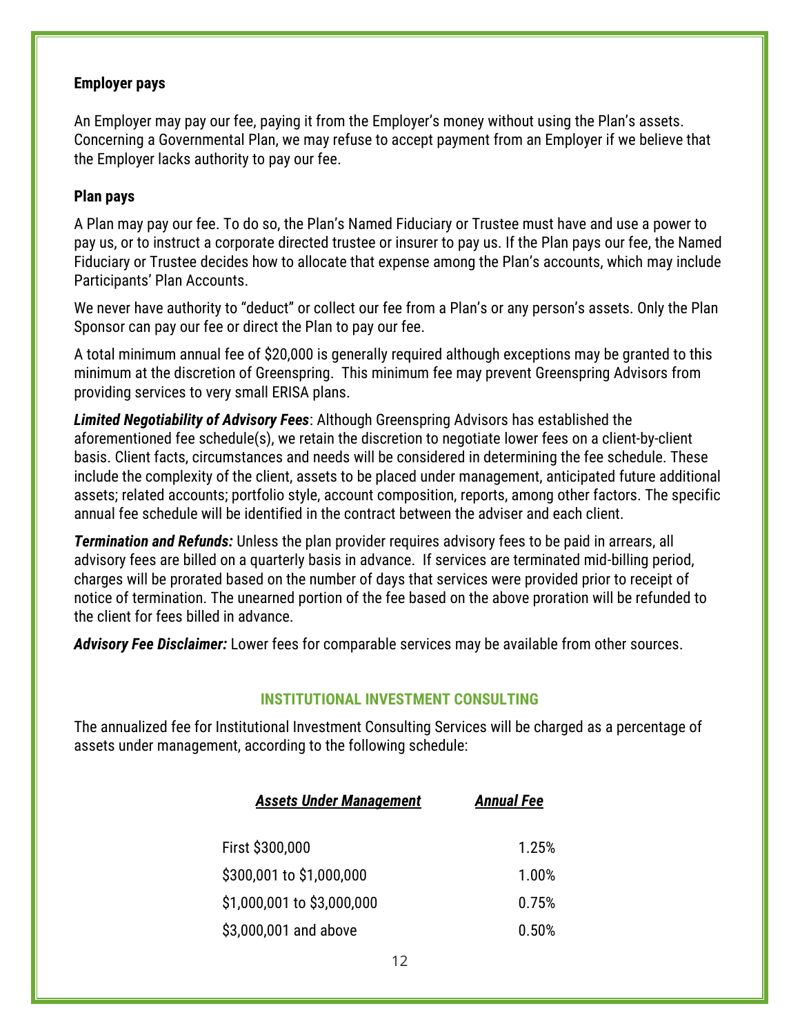### Employer pays

An Employer may pay our fee, paying it from the Employer's money without using the Plan's assets. Concerning a Governmental Plan, we may refuse to accept payment from an Employer if we believe that the Employer lacks authority to pay our fee.

### Plan pays

A Plan may pay our fee. To do so, the Plan's Named Fiduciary or Trustee must have and use a power to pay us, or to instruct a corporate directed trustee or insurer to pay us. If the Plan pays our fee, the Named Fiduciary or Trustee decides how to allocate that expense among the Plan's accounts, which may include Participants' Plan Accounts.

We never have authority to "deduct" or collect our fee from a Plan's or any person's assets. Only the Plan Sponsor can pay our fee or direct the Plan to pay our fee.

A total minimum annual fee of $20,000 is generally required although exceptions may be granted to this minimum at the discretion of Greenspring. This minimum fee may prevent Greenspring Advisors from providing services to very small ERISA plans.

***Limited Negotiability of Advisory Fees***: Although Greenspring Advisors has established the aforementioned fee schedule(s), we retain the discretion to negotiate lower fees on a client-by-client basis. Client facts, circumstances and needs will be considered in determining the fee schedule. These include the complexity of the client, assets to be placed under management, anticipated future additional assets; related accounts; portfolio style, account composition, reports, among other factors. The specific annual fee schedule will be identified in the contract between the adviser and each client.

***Termination and Refunds:*** Unless the plan provider requires advisory fees to be paid in arrears, all advisory fees are billed on a quarterly basis in advance. If services are terminated mid-billing period, charges will be prorated based on the number of days that services were provided prior to receipt of notice of termination. The unearned portion of the fee based on the above proration will be refunded to the client for fees billed in advance.

***Advisory Fee Disclaimer:*** Lower fees for comparable services may be available from other sources.

## INSTITUTIONAL INVESTMENT CONSULTING

The annualized fee for Institutional Investment Consulting Services will be charged as a percentage of assets under management, according to the following schedule:

| ***Assets Under Management*** | ***Annual Fee*** |
| --- | --- |
| First $300,000 | 1.25% |
| $300,001 to $1,000,000 | 1.00% |
| $1,000,001 to $3,000,000 | 0.75% |
| $3,000,001 and above | 0.50% |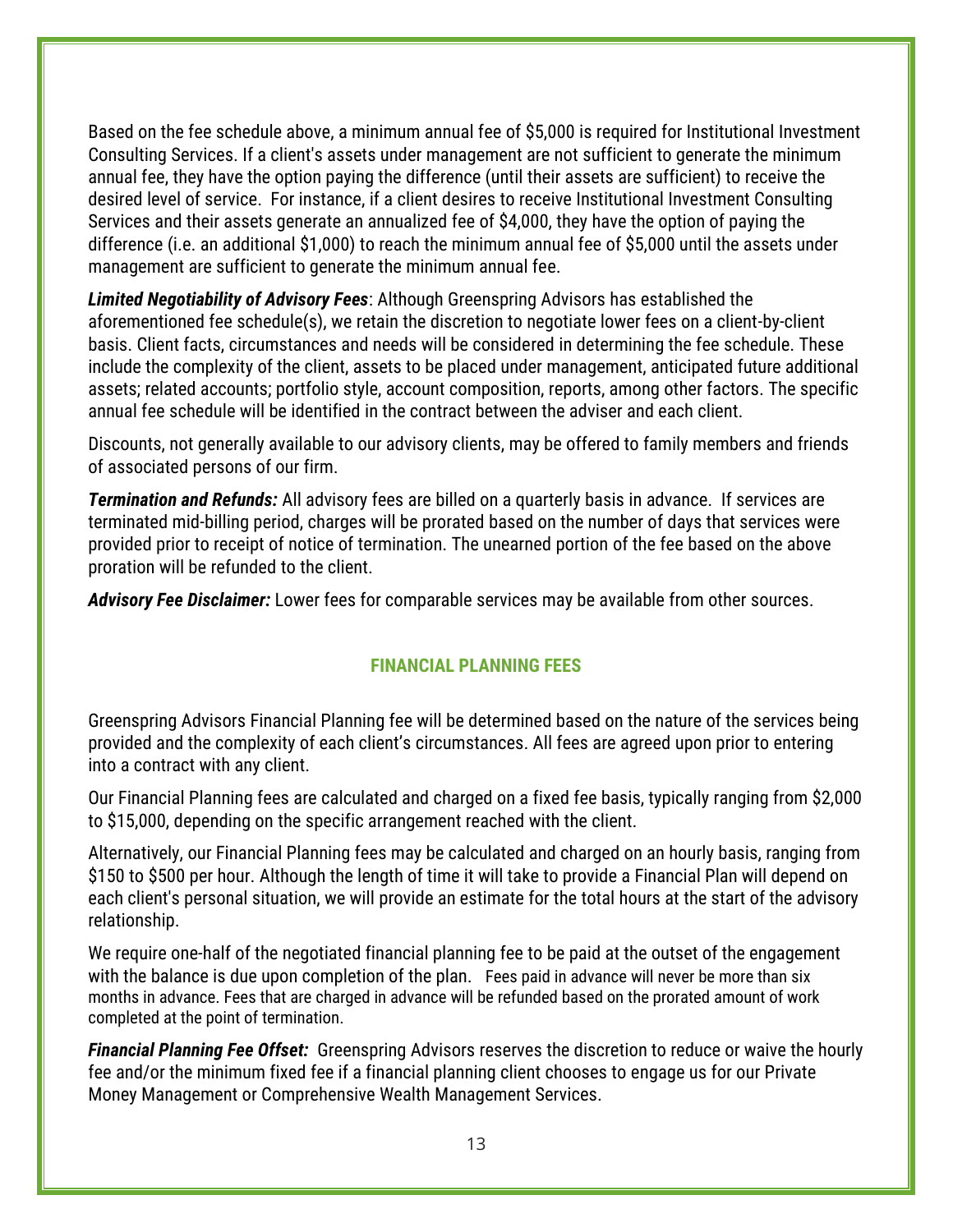Based on the fee schedule above, a minimum annual fee of $5,000 is required for Institutional Investment Consulting Services. If a client's assets under management are not sufficient to generate the minimum annual fee, they have the option paying the difference (until their assets are sufficient) to receive the desired level of service. For instance, if a client desires to receive Institutional Investment Consulting Services and their assets generate an annualized fee of $4,000, they have the option of paying the difference (i.e. an additional $1,000) to reach the minimum annual fee of $5,000 until the assets under management are sufficient to generate the minimum annual fee.

***Limited Negotiability of Advisory Fees***: Although Greenspring Advisors has established the aforementioned fee schedule(s), we retain the discretion to negotiate lower fees on a client-by-client basis. Client facts, circumstances and needs will be considered in determining the fee schedule. These include the complexity of the client, assets to be placed under management, anticipated future additional assets; related accounts; portfolio style, account composition, reports, among other factors. The specific annual fee schedule will be identified in the contract between the adviser and each client.

Discounts, not generally available to our advisory clients, may be offered to family members and friends of associated persons of our firm.

***Termination and Refunds:*** All advisory fees are billed on a quarterly basis in advance. If services are terminated mid-billing period, charges will be prorated based on the number of days that services were provided prior to receipt of notice of termination. The unearned portion of the fee based on the above proration will be refunded to the client.

***Advisory Fee Disclaimer:*** Lower fees for comparable services may be available from other sources.

## FINANCIAL PLANNING FEES

Greenspring Advisors Financial Planning fee will be determined based on the nature of the services being provided and the complexity of each client's circumstances. All fees are agreed upon prior to entering into a contract with any client.

Our Financial Planning fees are calculated and charged on a fixed fee basis, typically ranging from $2,000 to $15,000, depending on the specific arrangement reached with the client.

Alternatively, our Financial Planning fees may be calculated and charged on an hourly basis, ranging from $150 to $500 per hour. Although the length of time it will take to provide a Financial Plan will depend on each client's personal situation, we will provide an estimate for the total hours at the start of the advisory relationship.

We require one-half of the negotiated financial planning fee to be paid at the outset of the engagement with the balance is due upon completion of the plan. Fees paid in advance will never be more than six months in advance. Fees that are charged in advance will be refunded based on the prorated amount of work completed at the point of termination.

***Financial Planning Fee Offset:*** Greenspring Advisors reserves the discretion to reduce or waive the hourly fee and/or the minimum fixed fee if a financial planning client chooses to engage us for our Private Money Management or Comprehensive Wealth Management Services.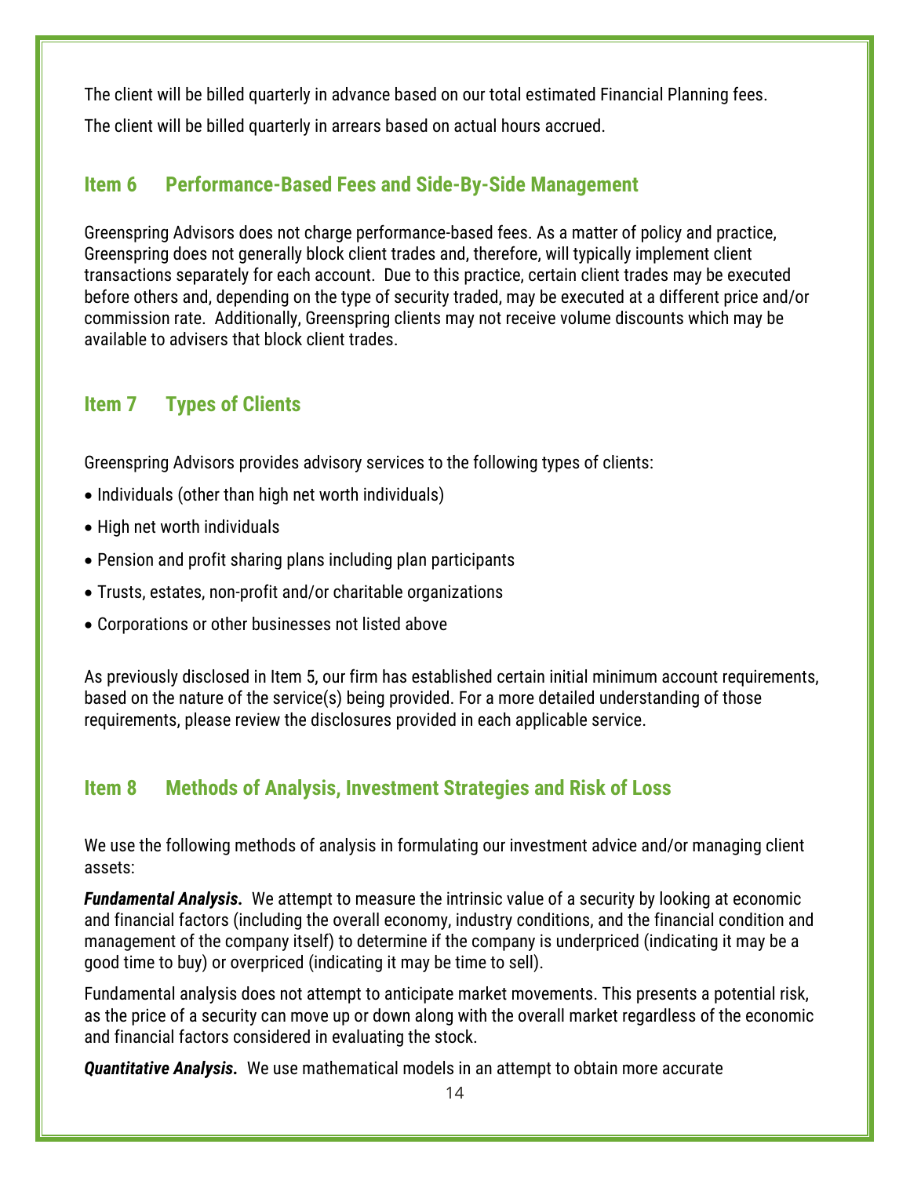The client will be billed quarterly in advance based on our total estimated Financial Planning fees.

The client will be billed quarterly in arrears based on actual hours accrued.

## Item 6 Performance-Based Fees and Side-By-Side Management

Greenspring Advisors does not charge performance-based fees. As a matter of policy and practice, Greenspring does not generally block client trades and, therefore, will typically implement client transactions separately for each account. Due to this practice, certain client trades may be executed before others and, depending on the type of security traded, may be executed at a different price and/or commission rate. Additionally, Greenspring clients may not receive volume discounts which may be available to advisers that block client trades.

## Item 7 Types of Clients

Greenspring Advisors provides advisory services to the following types of clients:

- Individuals (other than high net worth individuals)
- High net worth individuals
- Pension and profit sharing plans including plan participants
- Trusts, estates, non-profit and/or charitable organizations
- Corporations or other businesses not listed above

As previously disclosed in Item 5, our firm has established certain initial minimum account requirements, based on the nature of the service(s) being provided. For a more detailed understanding of those requirements, please review the disclosures provided in each applicable service.

## Item 8 Methods of Analysis, Investment Strategies and Risk of Loss

We use the following methods of analysis in formulating our investment advice and/or managing client assets:

***Fundamental Analysis.*** We attempt to measure the intrinsic value of a security by looking at economic and financial factors (including the overall economy, industry conditions, and the financial condition and management of the company itself) to determine if the company is underpriced (indicating it may be a good time to buy) or overpriced (indicating it may be time to sell).

Fundamental analysis does not attempt to anticipate market movements. This presents a potential risk, as the price of a security can move up or down along with the overall market regardless of the economic and financial factors considered in evaluating the stock.

***Quantitative Analysis.*** We use mathematical models in an attempt to obtain more accurate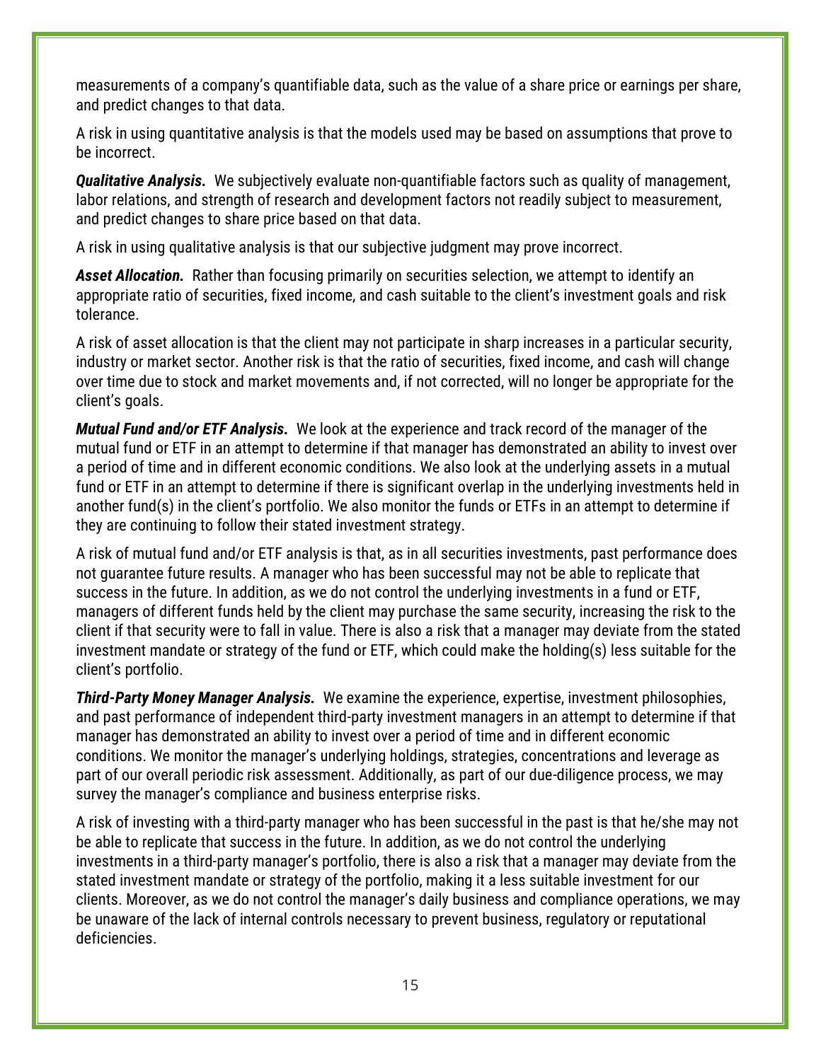measurements of a company's quantifiable data, such as the value of a share price or earnings per share, and predict changes to that data.

A risk in using quantitative analysis is that the models used may be based on assumptions that prove to be incorrect.

***Qualitative Analysis.*** We subjectively evaluate non-quantifiable factors such as quality of management, labor relations, and strength of research and development factors not readily subject to measurement, and predict changes to share price based on that data.

A risk in using qualitative analysis is that our subjective judgment may prove incorrect.

***Asset Allocation.*** Rather than focusing primarily on securities selection, we attempt to identify an appropriate ratio of securities, fixed income, and cash suitable to the client's investment goals and risk tolerance.

A risk of asset allocation is that the client may not participate in sharp increases in a particular security, industry or market sector. Another risk is that the ratio of securities, fixed income, and cash will change over time due to stock and market movements and, if not corrected, will no longer be appropriate for the client's goals.

***Mutual Fund and/or ETF Analysis.*** We look at the experience and track record of the manager of the mutual fund or ETF in an attempt to determine if that manager has demonstrated an ability to invest over a period of time and in different economic conditions. We also look at the underlying assets in a mutual fund or ETF in an attempt to determine if there is significant overlap in the underlying investments held in another fund(s) in the client's portfolio. We also monitor the funds or ETFs in an attempt to determine if they are continuing to follow their stated investment strategy.

A risk of mutual fund and/or ETF analysis is that, as in all securities investments, past performance does not guarantee future results. A manager who has been successful may not be able to replicate that success in the future. In addition, as we do not control the underlying investments in a fund or ETF, managers of different funds held by the client may purchase the same security, increasing the risk to the client if that security were to fall in value. There is also a risk that a manager may deviate from the stated investment mandate or strategy of the fund or ETF, which could make the holding(s) less suitable for the client's portfolio.

***Third-Party Money Manager Analysis.*** We examine the experience, expertise, investment philosophies, and past performance of independent third-party investment managers in an attempt to determine if that manager has demonstrated an ability to invest over a period of time and in different economic conditions. We monitor the manager's underlying holdings, strategies, concentrations and leverage as part of our overall periodic risk assessment. Additionally, as part of our due-diligence process, we may survey the manager's compliance and business enterprise risks.

A risk of investing with a third-party manager who has been successful in the past is that he/she may not be able to replicate that success in the future. In addition, as we do not control the underlying investments in a third-party manager's portfolio, there is also a risk that a manager may deviate from the stated investment mandate or strategy of the portfolio, making it a less suitable investment for our clients. Moreover, as we do not control the manager's daily business and compliance operations, we may be unaware of the lack of internal controls necessary to prevent business, regulatory or reputational deficiencies.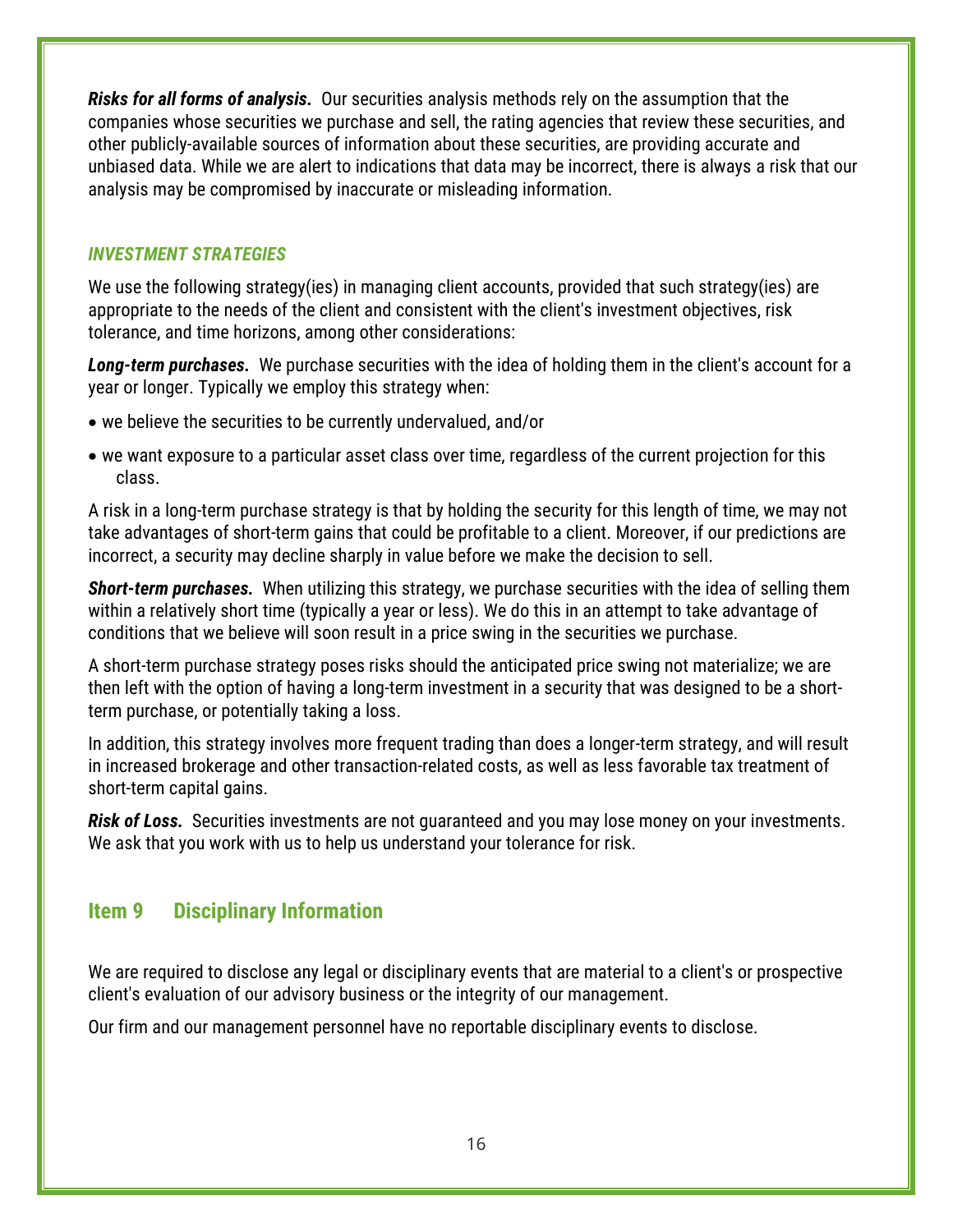***Risks for all forms of analysis.*** Our securities analysis methods rely on the assumption that the companies whose securities we purchase and sell, the rating agencies that review these securities, and other publicly-available sources of information about these securities, are providing accurate and unbiased data. While we are alert to indications that data may be incorrect, there is always a risk that our analysis may be compromised by inaccurate or misleading information.

### *INVESTMENT STRATEGIES*

We use the following strategy(ies) in managing client accounts, provided that such strategy(ies) are appropriate to the needs of the client and consistent with the client's investment objectives, risk tolerance, and time horizons, among other considerations:

***Long-term purchases.*** We purchase securities with the idea of holding them in the client's account for a year or longer. Typically we employ this strategy when:

- we believe the securities to be currently undervalued, and/or
- we want exposure to a particular asset class over time, regardless of the current projection for this class.

A risk in a long-term purchase strategy is that by holding the security for this length of time, we may not take advantages of short-term gains that could be profitable to a client. Moreover, if our predictions are incorrect, a security may decline sharply in value before we make the decision to sell.

***Short-term purchases.*** When utilizing this strategy, we purchase securities with the idea of selling them within a relatively short time (typically a year or less). We do this in an attempt to take advantage of conditions that we believe will soon result in a price swing in the securities we purchase.

A short-term purchase strategy poses risks should the anticipated price swing not materialize; we are then left with the option of having a long-term investment in a security that was designed to be a short-term purchase, or potentially taking a loss.

In addition, this strategy involves more frequent trading than does a longer-term strategy, and will result in increased brokerage and other transaction-related costs, as well as less favorable tax treatment of short-term capital gains.

***Risk of Loss.*** Securities investments are not guaranteed and you may lose money on your investments. We ask that you work with us to help us understand your tolerance for risk.

## Item 9 Disciplinary Information

We are required to disclose any legal or disciplinary events that are material to a client's or prospective client's evaluation of our advisory business or the integrity of our management.

Our firm and our management personnel have no reportable disciplinary events to disclose.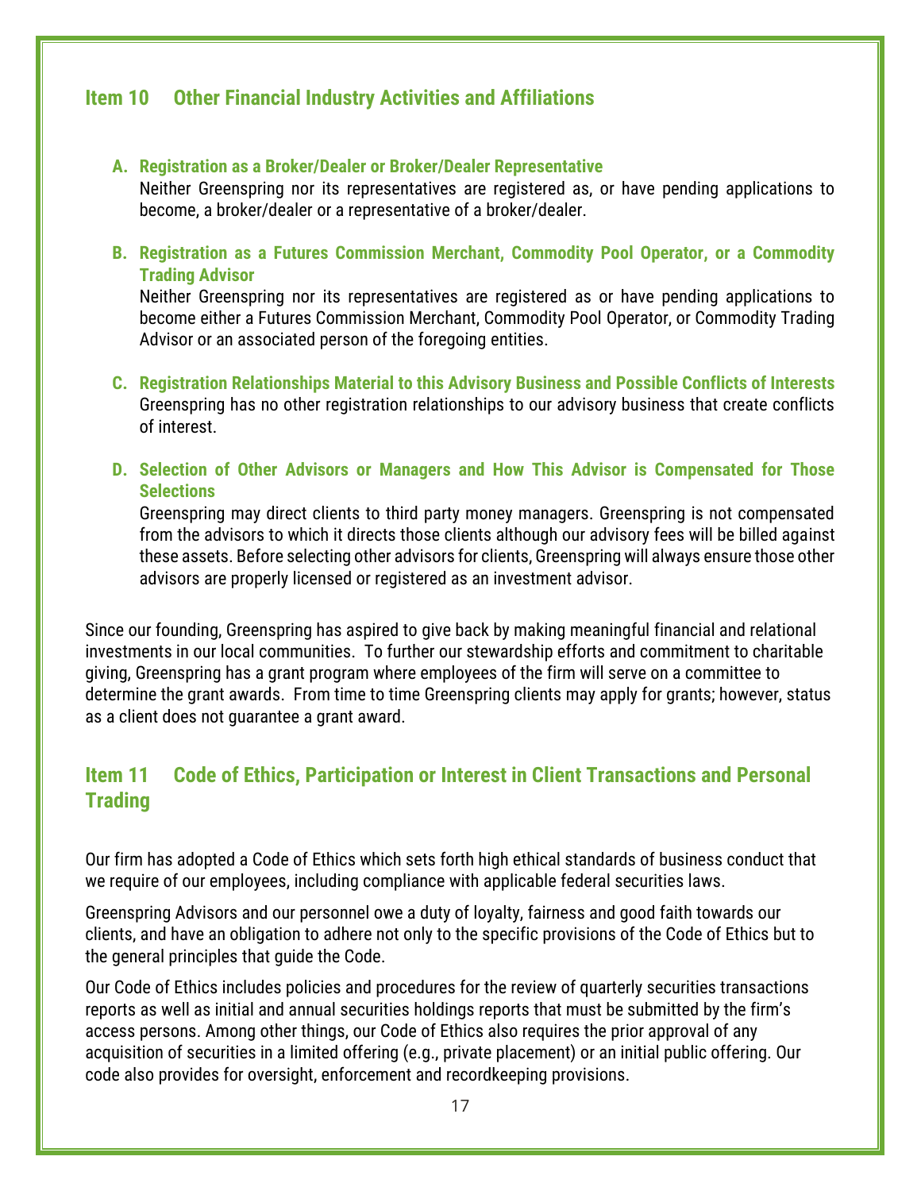## Item 10 Other Financial Industry Activities and Affiliations

**A. Registration as a Broker/Dealer or Broker/Dealer Representative**

Neither Greenspring nor its representatives are registered as, or have pending applications to become, a broker/dealer or a representative of a broker/dealer.

**B. Registration as a Futures Commission Merchant, Commodity Pool Operator, or a Commodity Trading Advisor**

Neither Greenspring nor its representatives are registered as or have pending applications to become either a Futures Commission Merchant, Commodity Pool Operator, or Commodity Trading Advisor or an associated person of the foregoing entities.

**C. Registration Relationships Material to this Advisory Business and Possible Conflicts of Interests**

Greenspring has no other registration relationships to our advisory business that create conflicts of interest.

**D. Selection of Other Advisors or Managers and How This Advisor is Compensated for Those Selections**

Greenspring may direct clients to third party money managers. Greenspring is not compensated from the advisors to which it directs those clients although our advisory fees will be billed against these assets. Before selecting other advisors for clients, Greenspring will always ensure those other advisors are properly licensed or registered as an investment advisor.

Since our founding, Greenspring has aspired to give back by making meaningful financial and relational investments in our local communities. To further our stewardship efforts and commitment to charitable giving, Greenspring has a grant program where employees of the firm will serve on a committee to determine the grant awards. From time to time Greenspring clients may apply for grants; however, status as a client does not guarantee a grant award.

## Item 11 Code of Ethics, Participation or Interest in Client Transactions and Personal Trading

Our firm has adopted a Code of Ethics which sets forth high ethical standards of business conduct that we require of our employees, including compliance with applicable federal securities laws.

Greenspring Advisors and our personnel owe a duty of loyalty, fairness and good faith towards our clients, and have an obligation to adhere not only to the specific provisions of the Code of Ethics but to the general principles that guide the Code.

Our Code of Ethics includes policies and procedures for the review of quarterly securities transactions reports as well as initial and annual securities holdings reports that must be submitted by the firm's access persons. Among other things, our Code of Ethics also requires the prior approval of any acquisition of securities in a limited offering (e.g., private placement) or an initial public offering. Our code also provides for oversight, enforcement and recordkeeping provisions.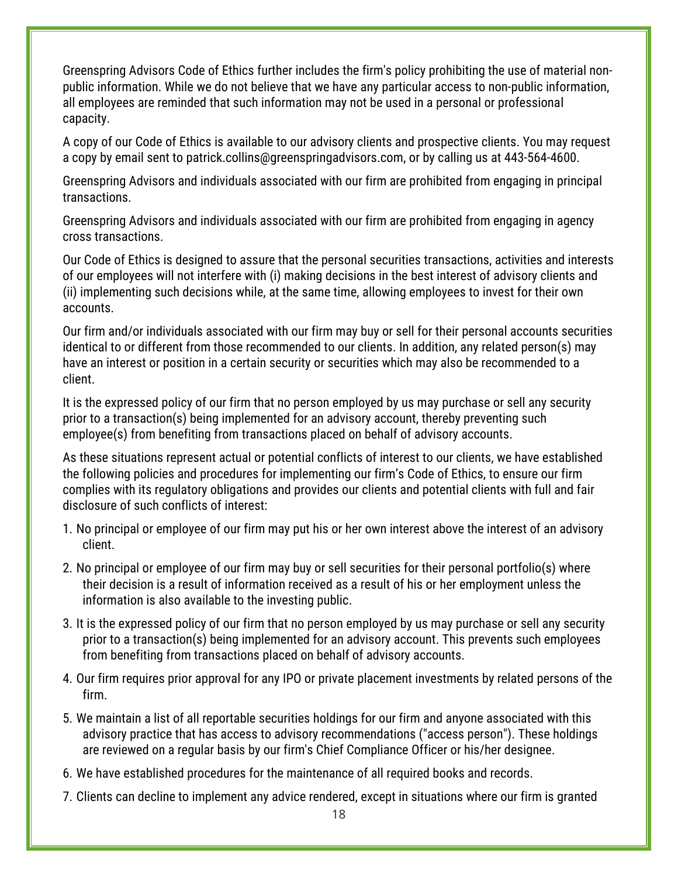Greenspring Advisors Code of Ethics further includes the firm's policy prohibiting the use of material non-public information. While we do not believe that we have any particular access to non-public information, all employees are reminded that such information may not be used in a personal or professional capacity.

A copy of our Code of Ethics is available to our advisory clients and prospective clients. You may request a copy by email sent to patrick.collins@greenspringadvisors.com, or by calling us at 443-564-4600.

Greenspring Advisors and individuals associated with our firm are prohibited from engaging in principal transactions.

Greenspring Advisors and individuals associated with our firm are prohibited from engaging in agency cross transactions.

Our Code of Ethics is designed to assure that the personal securities transactions, activities and interests of our employees will not interfere with (i) making decisions in the best interest of advisory clients and (ii) implementing such decisions while, at the same time, allowing employees to invest for their own accounts.

Our firm and/or individuals associated with our firm may buy or sell for their personal accounts securities identical to or different from those recommended to our clients. In addition, any related person(s) may have an interest or position in a certain security or securities which may also be recommended to a client.

It is the expressed policy of our firm that no person employed by us may purchase or sell any security prior to a transaction(s) being implemented for an advisory account, thereby preventing such employee(s) from benefiting from transactions placed on behalf of advisory accounts.

As these situations represent actual or potential conflicts of interest to our clients, we have established the following policies and procedures for implementing our firm’s Code of Ethics, to ensure our firm complies with its regulatory obligations and provides our clients and potential clients with full and fair disclosure of such conflicts of interest:

1. No principal or employee of our firm may put his or her own interest above the interest of an advisory client.
2. No principal or employee of our firm may buy or sell securities for their personal portfolio(s) where their decision is a result of information received as a result of his or her employment unless the information is also available to the investing public.
3. It is the expressed policy of our firm that no person employed by us may purchase or sell any security prior to a transaction(s) being implemented for an advisory account. This prevents such employees from benefiting from transactions placed on behalf of advisory accounts.
4. Our firm requires prior approval for any IPO or private placement investments by related persons of the firm.
5. We maintain a list of all reportable securities holdings for our firm and anyone associated with this advisory practice that has access to advisory recommendations ("access person"). These holdings are reviewed on a regular basis by our firm's Chief Compliance Officer or his/her designee.
6. We have established procedures for the maintenance of all required books and records.
7. Clients can decline to implement any advice rendered, except in situations where our firm is granted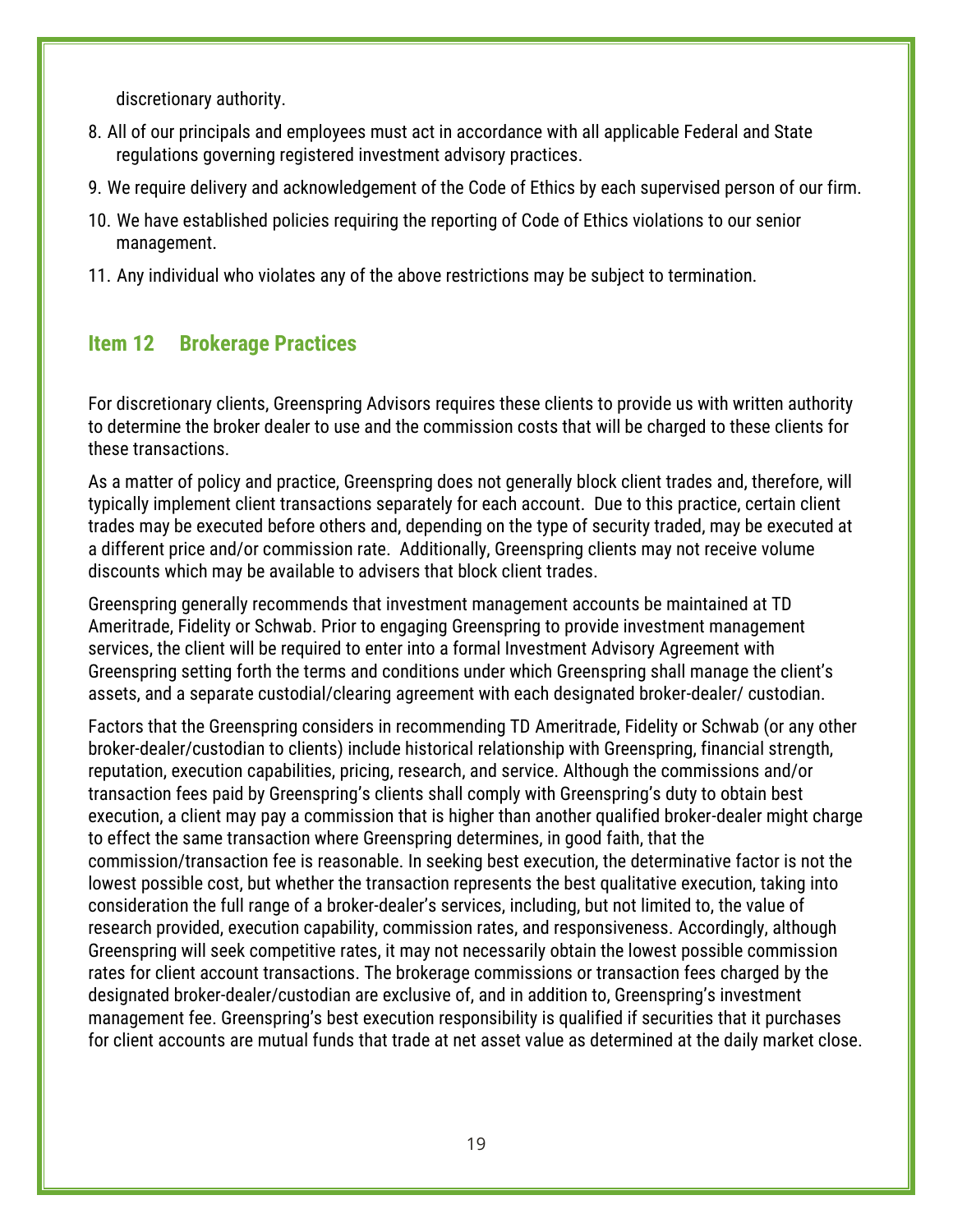discretionary authority.

8. All of our principals and employees must act in accordance with all applicable Federal and State regulations governing registered investment advisory practices.
9. We require delivery and acknowledgement of the Code of Ethics by each supervised person of our firm.
10. We have established policies requiring the reporting of Code of Ethics violations to our senior management.
11. Any individual who violates any of the above restrictions may be subject to termination.

## Item 12 Brokerage Practices

For discretionary clients, Greenspring Advisors requires these clients to provide us with written authority to determine the broker dealer to use and the commission costs that will be charged to these clients for these transactions.

As a matter of policy and practice, Greenspring does not generally block client trades and, therefore, will typically implement client transactions separately for each account. Due to this practice, certain client trades may be executed before others and, depending on the type of security traded, may be executed at a different price and/or commission rate. Additionally, Greenspring clients may not receive volume discounts which may be available to advisers that block client trades.

Greenspring generally recommends that investment management accounts be maintained at TD Ameritrade, Fidelity or Schwab. Prior to engaging Greenspring to provide investment management services, the client will be required to enter into a formal Investment Advisory Agreement with Greenspring setting forth the terms and conditions under which Greenspring shall manage the client's assets, and a separate custodial/clearing agreement with each designated broker-dealer/ custodian.

Factors that the Greenspring considers in recommending TD Ameritrade, Fidelity or Schwab (or any other broker-dealer/custodian to clients) include historical relationship with Greenspring, financial strength, reputation, execution capabilities, pricing, research, and service. Although the commissions and/or transaction fees paid by Greenspring's clients shall comply with Greenspring's duty to obtain best execution, a client may pay a commission that is higher than another qualified broker-dealer might charge to effect the same transaction where Greenspring determines, in good faith, that the commission/transaction fee is reasonable. In seeking best execution, the determinative factor is not the lowest possible cost, but whether the transaction represents the best qualitative execution, taking into consideration the full range of a broker-dealer's services, including, but not limited to, the value of research provided, execution capability, commission rates, and responsiveness. Accordingly, although Greenspring will seek competitive rates, it may not necessarily obtain the lowest possible commission rates for client account transactions. The brokerage commissions or transaction fees charged by the designated broker-dealer/custodian are exclusive of, and in addition to, Greenspring's investment management fee. Greenspring's best execution responsibility is qualified if securities that it purchases for client accounts are mutual funds that trade at net asset value as determined at the daily market close.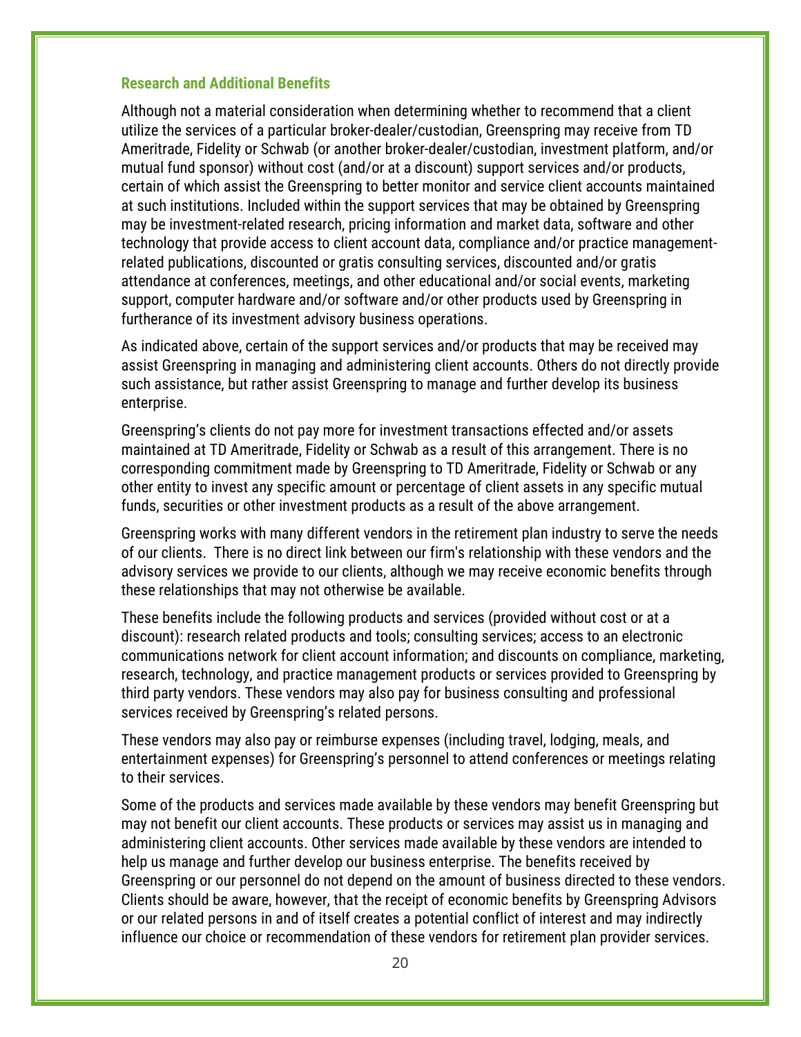### Research and Additional Benefits

Although not a material consideration when determining whether to recommend that a client utilize the services of a particular broker-dealer/custodian, Greenspring may receive from TD Ameritrade, Fidelity or Schwab (or another broker-dealer/custodian, investment platform, and/or mutual fund sponsor) without cost (and/or at a discount) support services and/or products, certain of which assist the Greenspring to better monitor and service client accounts maintained at such institutions. Included within the support services that may be obtained by Greenspring may be investment-related research, pricing information and market data, software and other technology that provide access to client account data, compliance and/or practice management-related publications, discounted or gratis consulting services, discounted and/or gratis attendance at conferences, meetings, and other educational and/or social events, marketing support, computer hardware and/or software and/or other products used by Greenspring in furtherance of its investment advisory business operations.

As indicated above, certain of the support services and/or products that may be received may assist Greenspring in managing and administering client accounts. Others do not directly provide such assistance, but rather assist Greenspring to manage and further develop its business enterprise.

Greenspring's clients do not pay more for investment transactions effected and/or assets maintained at TD Ameritrade, Fidelity or Schwab as a result of this arrangement. There is no corresponding commitment made by Greenspring to TD Ameritrade, Fidelity or Schwab or any other entity to invest any specific amount or percentage of client assets in any specific mutual funds, securities or other investment products as a result of the above arrangement.

Greenspring works with many different vendors in the retirement plan industry to serve the needs of our clients. There is no direct link between our firm's relationship with these vendors and the advisory services we provide to our clients, although we may receive economic benefits through these relationships that may not otherwise be available.

These benefits include the following products and services (provided without cost or at a discount): research related products and tools; consulting services; access to an electronic communications network for client account information; and discounts on compliance, marketing, research, technology, and practice management products or services provided to Greenspring by third party vendors. These vendors may also pay for business consulting and professional services received by Greenspring's related persons.

These vendors may also pay or reimburse expenses (including travel, lodging, meals, and entertainment expenses) for Greenspring's personnel to attend conferences or meetings relating to their services.

Some of the products and services made available by these vendors may benefit Greenspring but may not benefit our client accounts. These products or services may assist us in managing and administering client accounts. Other services made available by these vendors are intended to help us manage and further develop our business enterprise. The benefits received by Greenspring or our personnel do not depend on the amount of business directed to these vendors. Clients should be aware, however, that the receipt of economic benefits by Greenspring Advisors or our related persons in and of itself creates a potential conflict of interest and may indirectly influence our choice or recommendation of these vendors for retirement plan provider services.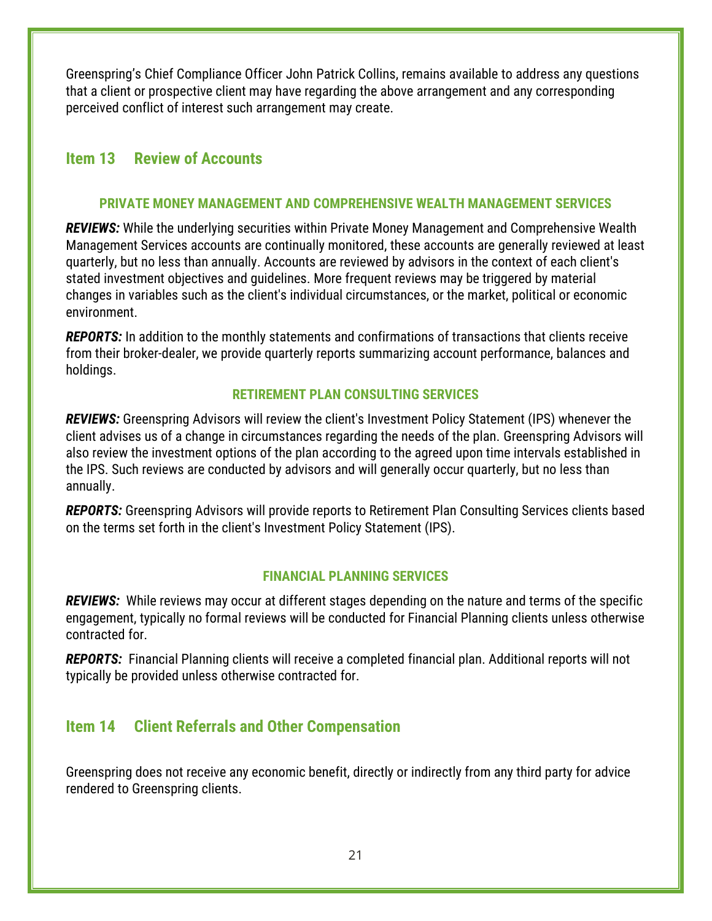Greenspring's Chief Compliance Officer John Patrick Collins, remains available to address any questions that a client or prospective client may have regarding the above arrangement and any corresponding perceived conflict of interest such arrangement may create.

## Item 13 Review of Accounts

### PRIVATE MONEY MANAGEMENT AND COMPREHENSIVE WEALTH MANAGEMENT SERVICES

***REVIEWS:*** While the underlying securities within Private Money Management and Comprehensive Wealth Management Services accounts are continually monitored, these accounts are generally reviewed at least quarterly, but no less than annually. Accounts are reviewed by advisors in the context of each client's stated investment objectives and guidelines. More frequent reviews may be triggered by material changes in variables such as the client's individual circumstances, or the market, political or economic environment.

***REPORTS:*** In addition to the monthly statements and confirmations of transactions that clients receive from their broker-dealer, we provide quarterly reports summarizing account performance, balances and holdings.

### RETIREMENT PLAN CONSULTING SERVICES

***REVIEWS:*** Greenspring Advisors will review the client's Investment Policy Statement (IPS) whenever the client advises us of a change in circumstances regarding the needs of the plan. Greenspring Advisors will also review the investment options of the plan according to the agreed upon time intervals established in the IPS. Such reviews are conducted by advisors and will generally occur quarterly, but no less than annually.

***REPORTS:*** Greenspring Advisors will provide reports to Retirement Plan Consulting Services clients based on the terms set forth in the client's Investment Policy Statement (IPS).

### FINANCIAL PLANNING SERVICES

***REVIEWS:*** While reviews may occur at different stages depending on the nature and terms of the specific engagement, typically no formal reviews will be conducted for Financial Planning clients unless otherwise contracted for.

***REPORTS:*** Financial Planning clients will receive a completed financial plan. Additional reports will not typically be provided unless otherwise contracted for.

## Item 14 Client Referrals and Other Compensation

Greenspring does not receive any economic benefit, directly or indirectly from any third party for advice rendered to Greenspring clients.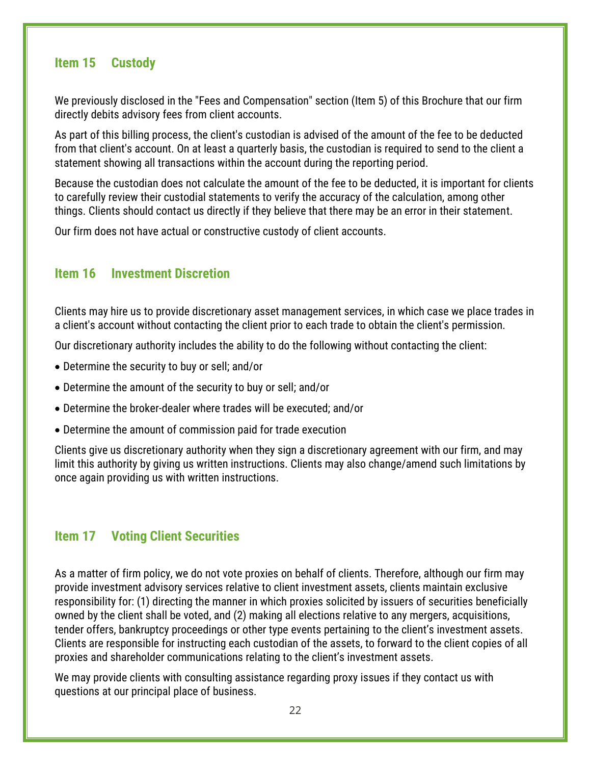## Item 15 Custody

We previously disclosed in the "Fees and Compensation" section (Item 5) of this Brochure that our firm directly debits advisory fees from client accounts.

As part of this billing process, the client's custodian is advised of the amount of the fee to be deducted from that client's account. On at least a quarterly basis, the custodian is required to send to the client a statement showing all transactions within the account during the reporting period.

Because the custodian does not calculate the amount of the fee to be deducted, it is important for clients to carefully review their custodial statements to verify the accuracy of the calculation, among other things. Clients should contact us directly if they believe that there may be an error in their statement.

Our firm does not have actual or constructive custody of client accounts.

## Item 16 Investment Discretion

Clients may hire us to provide discretionary asset management services, in which case we place trades in a client's account without contacting the client prior to each trade to obtain the client's permission.

Our discretionary authority includes the ability to do the following without contacting the client:

- Determine the security to buy or sell; and/or
- Determine the amount of the security to buy or sell; and/or
- Determine the broker-dealer where trades will be executed; and/or
- Determine the amount of commission paid for trade execution

Clients give us discretionary authority when they sign a discretionary agreement with our firm, and may limit this authority by giving us written instructions. Clients may also change/amend such limitations by once again providing us with written instructions.

## Item 17 Voting Client Securities

As a matter of firm policy, we do not vote proxies on behalf of clients. Therefore, although our firm may provide investment advisory services relative to client investment assets, clients maintain exclusive responsibility for: (1) directing the manner in which proxies solicited by issuers of securities beneficially owned by the client shall be voted, and (2) making all elections relative to any mergers, acquisitions, tender offers, bankruptcy proceedings or other type events pertaining to the client's investment assets. Clients are responsible for instructing each custodian of the assets, to forward to the client copies of all proxies and shareholder communications relating to the client's investment assets.

We may provide clients with consulting assistance regarding proxy issues if they contact us with questions at our principal place of business.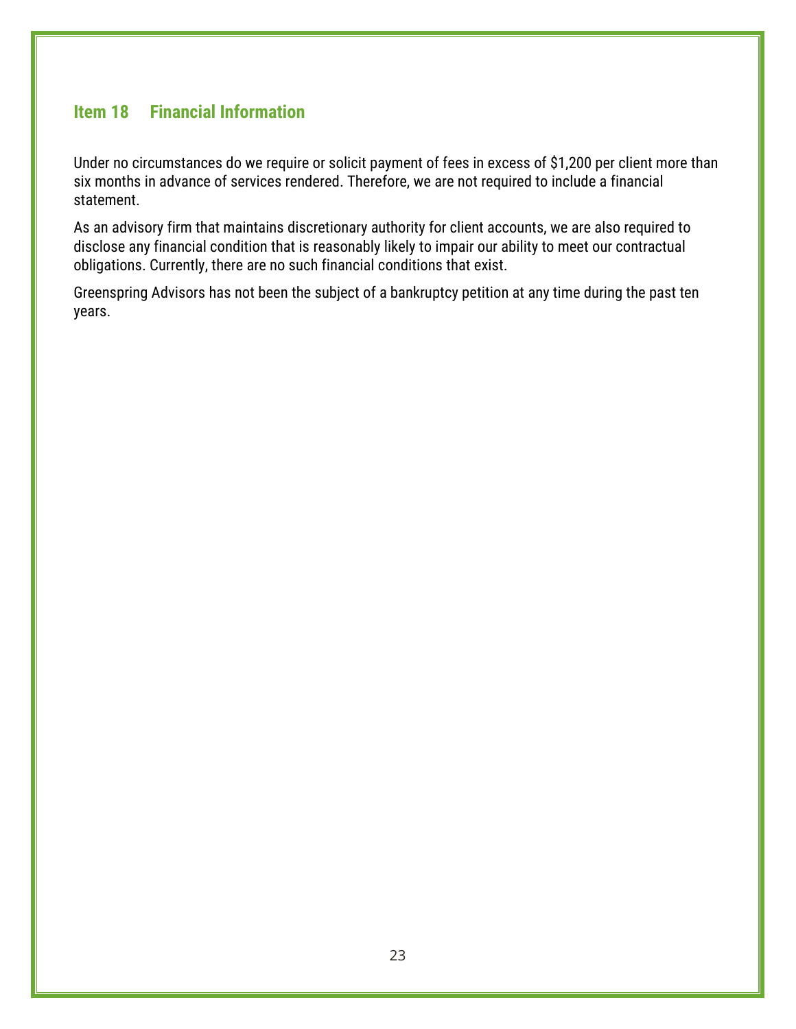## Item 18 Financial Information

Under no circumstances do we require or solicit payment of fees in excess of $1,200 per client more than six months in advance of services rendered. Therefore, we are not required to include a financial statement.

As an advisory firm that maintains discretionary authority for client accounts, we are also required to disclose any financial condition that is reasonably likely to impair our ability to meet our contractual obligations. Currently, there are no such financial conditions that exist.

Greenspring Advisors has not been the subject of a bankruptcy petition at any time during the past ten years.